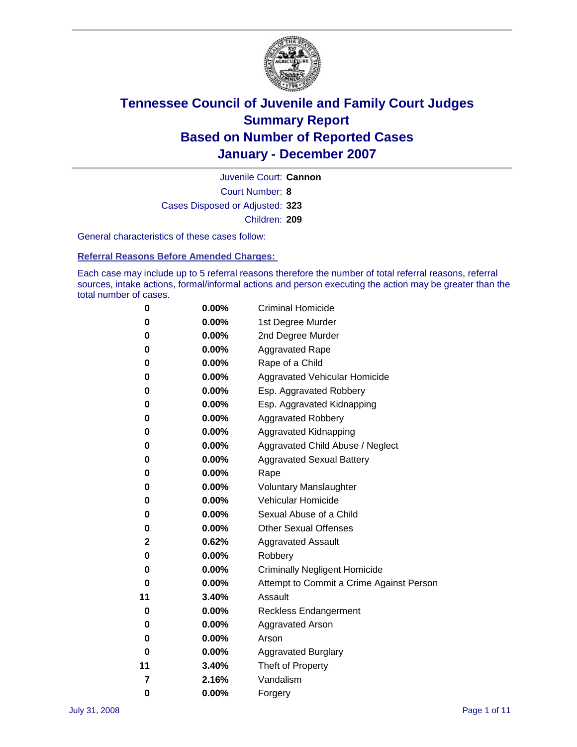# Tennessee Council of Juvenile and Family Court Judges
# Summary Report
# Based on Number of Reported Cases
# January - December 2007

Juvenile Court: **Cannon**

Court Number: **8**

Cases Disposed or Adjusted: **323**

Children: **209**

General characteristics of these cases follow:

## Referral Reasons Before Amended Charges:

Each case may include up to 5 referral reasons therefore the number of total referral reasons, referral sources, intake actions, formal/informal actions and person executing the action may be greater than the total number of cases.

| | | |
|---|---|---|
| 0 | 0.00% | Criminal Homicide |
| 0 | 0.00% | 1st Degree Murder |
| 0 | 0.00% | 2nd Degree Murder |
| 0 | 0.00% | Aggravated Rape |
| 0 | 0.00% | Rape of a Child |
| 0 | 0.00% | Aggravated Vehicular Homicide |
| 0 | 0.00% | Esp. Aggravated Robbery |
| 0 | 0.00% | Esp. Aggravated Kidnapping |
| 0 | 0.00% | Aggravated Robbery |
| 0 | 0.00% | Aggravated Kidnapping |
| 0 | 0.00% | Aggravated Child Abuse / Neglect |
| 0 | 0.00% | Aggravated Sexual Battery |
| 0 | 0.00% | Rape |
| 0 | 0.00% | Voluntary Manslaughter |
| 0 | 0.00% | Vehicular Homicide |
| 0 | 0.00% | Sexual Abuse of a Child |
| 0 | 0.00% | Other Sexual Offenses |
| 2 | 0.62% | Aggravated Assault |
| 0 | 0.00% | Robbery |
| 0 | 0.00% | Criminally Negligent Homicide |
| 0 | 0.00% | Attempt to Commit a Crime Against Person |
| 11 | 3.40% | Assault |
| 0 | 0.00% | Reckless Endangerment |
| 0 | 0.00% | Aggravated Arson |
| 0 | 0.00% | Arson |
| 0 | 0.00% | Aggravated Burglary |
| 11 | 3.40% | Theft of Property |
| 7 | 2.16% | Vandalism |
| 0 | 0.00% | Forgery |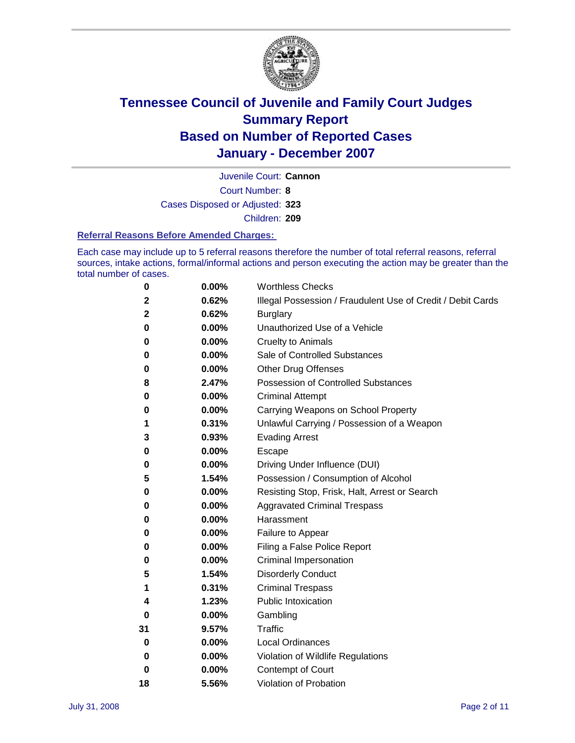# Tennessee Council of Juvenile and Family Court Judges
# Summary Report
# Based on Number of Reported Cases
# January - December 2007

Juvenile Court: **Cannon**

Court Number: **8**

Cases Disposed or Adjusted: **323**

Children: **209**

### Referral Reasons Before Amended Charges:

Each case may include up to 5 referral reasons therefore the number of total referral reasons, referral sources, intake actions, formal/informal actions and person executing the action may be greater than the total number of cases.

| | | |
|---|---|---|
| 0 | 0.00% | Worthless Checks |
| 2 | 0.62% | Illegal Possession / Fraudulent Use of Credit / Debit Cards |
| 2 | 0.62% | Burglary |
| 0 | 0.00% | Unauthorized Use of a Vehicle |
| 0 | 0.00% | Cruelty to Animals |
| 0 | 0.00% | Sale of Controlled Substances |
| 0 | 0.00% | Other Drug Offenses |
| 8 | 2.47% | Possession of Controlled Substances |
| 0 | 0.00% | Criminal Attempt |
| 0 | 0.00% | Carrying Weapons on School Property |
| 1 | 0.31% | Unlawful Carrying / Possession of a Weapon |
| 3 | 0.93% | Evading Arrest |
| 0 | 0.00% | Escape |
| 0 | 0.00% | Driving Under Influence (DUI) |
| 5 | 1.54% | Possession / Consumption of Alcohol |
| 0 | 0.00% | Resisting Stop, Frisk, Halt, Arrest or Search |
| 0 | 0.00% | Aggravated Criminal Trespass |
| 0 | 0.00% | Harassment |
| 0 | 0.00% | Failure to Appear |
| 0 | 0.00% | Filing a False Police Report |
| 0 | 0.00% | Criminal Impersonation |
| 5 | 1.54% | Disorderly Conduct |
| 1 | 0.31% | Criminal Trespass |
| 4 | 1.23% | Public Intoxication |
| 0 | 0.00% | Gambling |
| 31 | 9.57% | Traffic |
| 0 | 0.00% | Local Ordinances |
| 0 | 0.00% | Violation of Wildlife Regulations |
| 0 | 0.00% | Contempt of Court |
| 18 | 5.56% | Violation of Probation |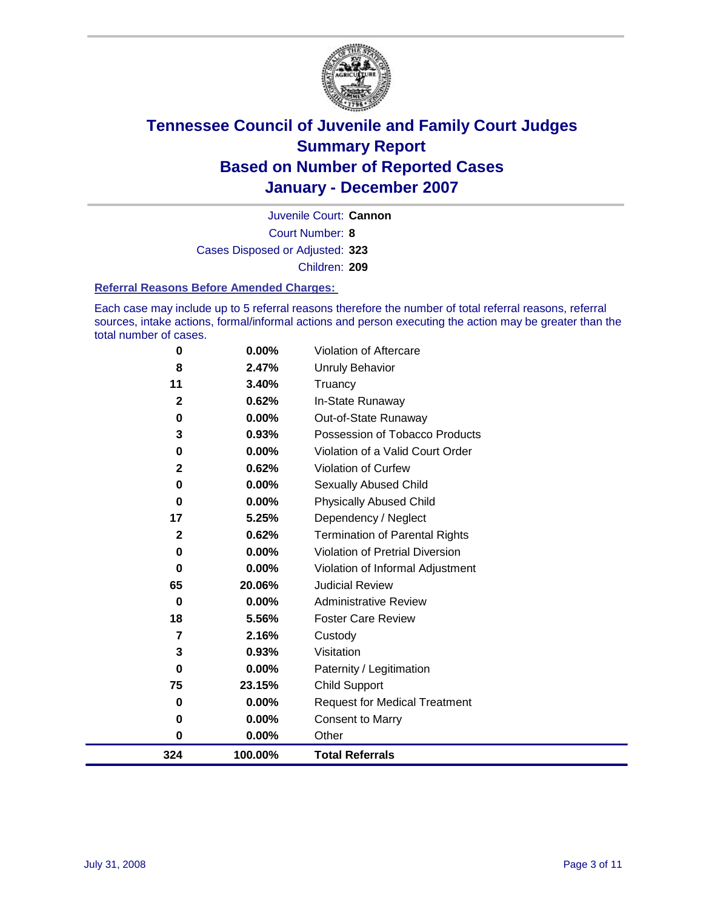# Tennessee Council of Juvenile and Family Court Judges Summary Report Based on Number of Reported Cases January - December 2007

Juvenile Court: **Cannon**

Court Number: **8**

Cases Disposed or Adjusted: **323**

Children: **209**

### Referral Reasons Before Amended Charges:

Each case may include up to 5 referral reasons therefore the number of total referral reasons, referral sources, intake actions, formal/informal actions and person executing the action may be greater than the total number of cases.

| | | |
|---|---|---|
| 0 | 0.00% | Violation of Aftercare |
| 8 | 2.47% | Unruly Behavior |
| 11 | 3.40% | Truancy |
| 2 | 0.62% | In-State Runaway |
| 0 | 0.00% | Out-of-State Runaway |
| 3 | 0.93% | Possession of Tobacco Products |
| 0 | 0.00% | Violation of a Valid Court Order |
| 2 | 0.62% | Violation of Curfew |
| 0 | 0.00% | Sexually Abused Child |
| 0 | 0.00% | Physically Abused Child |
| 17 | 5.25% | Dependency / Neglect |
| 2 | 0.62% | Termination of Parental Rights |
| 0 | 0.00% | Violation of Pretrial Diversion |
| 0 | 0.00% | Violation of Informal Adjustment |
| 65 | 20.06% | Judicial Review |
| 0 | 0.00% | Administrative Review |
| 18 | 5.56% | Foster Care Review |
| 7 | 2.16% | Custody |
| 3 | 0.93% | Visitation |
| 0 | 0.00% | Paternity / Legitimation |
| 75 | 23.15% | Child Support |
| 0 | 0.00% | Request for Medical Treatment |
| 0 | 0.00% | Consent to Marry |
| 0 | 0.00% | Other |
| **324** | **100.00%** | **Total Referrals** |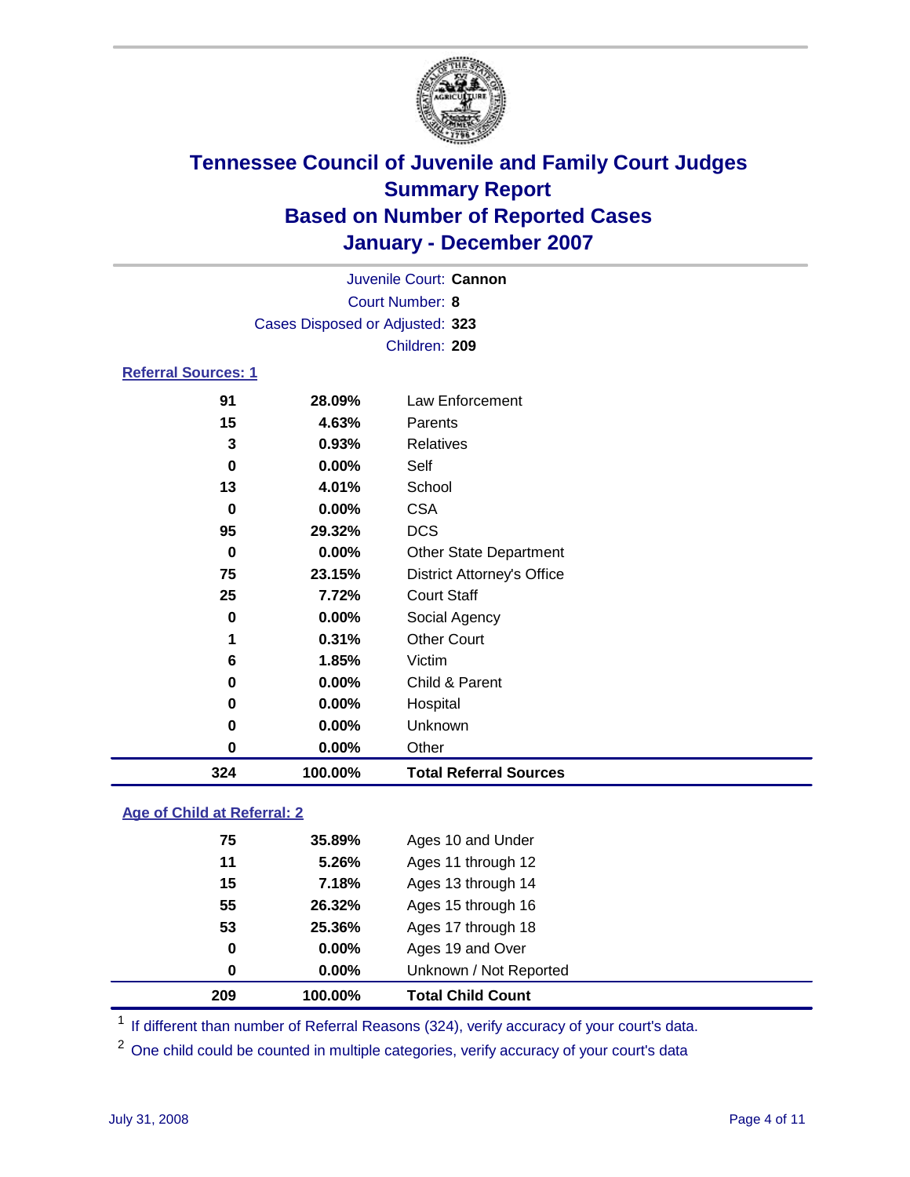# Tennessee Council of Juvenile and Family Court Judges
## Summary Report
## Based on Number of Reported Cases
## January - December 2007

Juvenile Court: **Cannon**

Court Number: **8**

Cases Disposed or Adjusted: **323**

Children: **209**

### Referral Sources: 1

| | | |
|---|---|---|
| 91 | 28.09% | Law Enforcement |
| 15 | 4.63% | Parents |
| 3 | 0.93% | Relatives |
| 0 | 0.00% | Self |
| 13 | 4.01% | School |
| 0 | 0.00% | CSA |
| 95 | 29.32% | DCS |
| 0 | 0.00% | Other State Department |
| 75 | 23.15% | District Attorney's Office |
| 25 | 7.72% | Court Staff |
| 0 | 0.00% | Social Agency |
| 1 | 0.31% | Other Court |
| 6 | 1.85% | Victim |
| 0 | 0.00% | Child & Parent |
| 0 | 0.00% | Hospital |
| 0 | 0.00% | Unknown |
| 0 | 0.00% | Other |
| **324** | **100.00%** | **Total Referral Sources** |

### Age of Child at Referral: 2

| | | |
|---|---|---|
| 75 | 35.89% | Ages 10 and Under |
| 11 | 5.26% | Ages 11 through 12 |
| 15 | 7.18% | Ages 13 through 14 |
| 55 | 26.32% | Ages 15 through 16 |
| 53 | 25.36% | Ages 17 through 18 |
| 0 | 0.00% | Ages 19 and Over |
| 0 | 0.00% | Unknown / Not Reported |
| **209** | **100.00%** | **Total Child Count** |

[1] If different than number of Referral Reasons (324), verify accuracy of your court's data.

[2] One child could be counted in multiple categories, verify accuracy of your court's data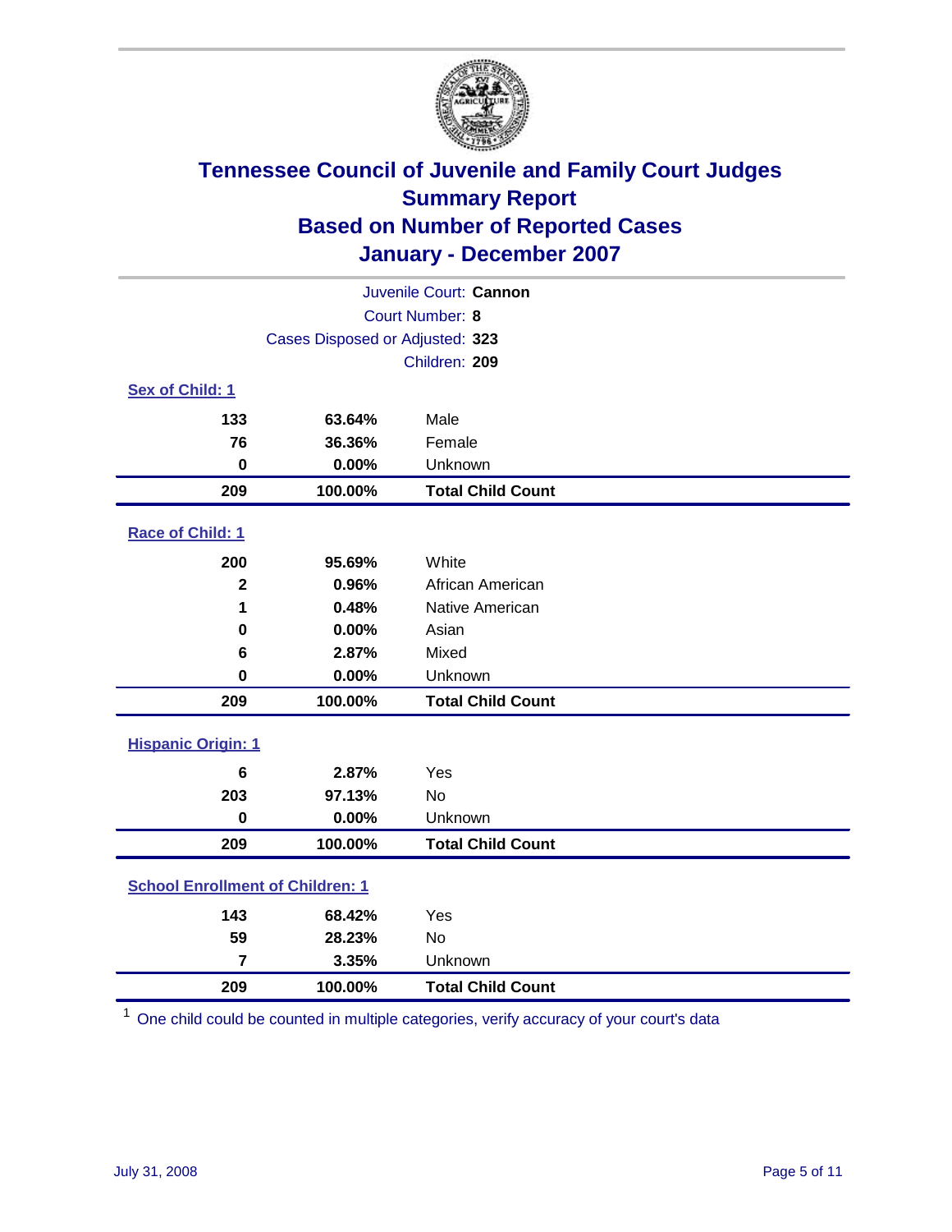# Tennessee Council of Juvenile and Family Court Judges
## Summary Report
## Based on Number of Reported Cases
## January - December 2007

Juvenile Court: **Cannon**
Court Number: **8**
Cases Disposed or Adjusted: **323**
Children: **209**

### Sex of Child: 1

| | | |
|---|---|---|
| 133 | 63.64% | Male |
| 76 | 36.36% | Female |
| 0 | 0.00% | Unknown |
| **209** | **100.00%** | **Total Child Count** |

### Race of Child: 1

| | | |
|---|---|---|
| 200 | 95.69% | White |
| 2 | 0.96% | African American |
| 1 | 0.48% | Native American |
| 0 | 0.00% | Asian |
| 6 | 2.87% | Mixed |
| 0 | 0.00% | Unknown |
| **209** | **100.00%** | **Total Child Count** |

### Hispanic Origin: 1

| | | |
|---|---|---|
| 6 | 2.87% | Yes |
| 203 | 97.13% | No |
| 0 | 0.00% | Unknown |
| **209** | **100.00%** | **Total Child Count** |

### School Enrollment of Children: 1

| | | |
|---|---|---|
| 143 | 68.42% | Yes |
| 59 | 28.23% | No |
| 7 | 3.35% | Unknown |
| **209** | **100.00%** | **Total Child Count** |

[1] One child could be counted in multiple categories, verify accuracy of your court's data

July 31, 2008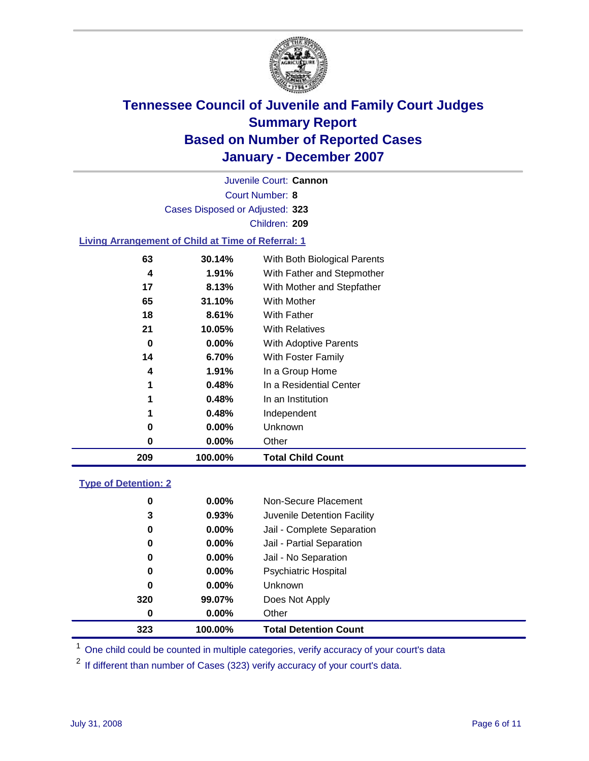# Tennessee Council of Juvenile and Family Court Judges
## Summary Report
## Based on Number of Reported Cases
## January - December 2007

Juvenile Court: **Cannon**

Court Number: **8**

Cases Disposed or Adjusted: **323**

Children: **209**

### Living Arrangement of Child at Time of Referral: 1

| Count | Percent | Category |
|---|---|---|
| 63 | 30.14% | With Both Biological Parents |
| 4 | 1.91% | With Father and Stepmother |
| 17 | 8.13% | With Mother and Stepfather |
| 65 | 31.10% | With Mother |
| 18 | 8.61% | With Father |
| 21 | 10.05% | With Relatives |
| 0 | 0.00% | With Adoptive Parents |
| 14 | 6.70% | With Foster Family |
| 4 | 1.91% | In a Group Home |
| 1 | 0.48% | In a Residential Center |
| 1 | 0.48% | In an Institution |
| 1 | 0.48% | Independent |
| 0 | 0.00% | Unknown |
| 0 | 0.00% | Other |
| **209** | **100.00%** | **Total Child Count** |

### Type of Detention: 2

| Count | Percent | Category |
|---|---|---|
| 0 | 0.00% | Non-Secure Placement |
| 3 | 0.93% | Juvenile Detention Facility |
| 0 | 0.00% | Jail - Complete Separation |
| 0 | 0.00% | Jail - Partial Separation |
| 0 | 0.00% | Jail - No Separation |
| 0 | 0.00% | Psychiatric Hospital |
| 0 | 0.00% | Unknown |
| 320 | 99.07% | Does Not Apply |
| 0 | 0.00% | Other |
| **323** | **100.00%** | **Total Detention Count** |

[1] One child could be counted in multiple categories, verify accuracy of your court's data

[2] If different than number of Cases (323) verify accuracy of your court's data.

July 31, 2008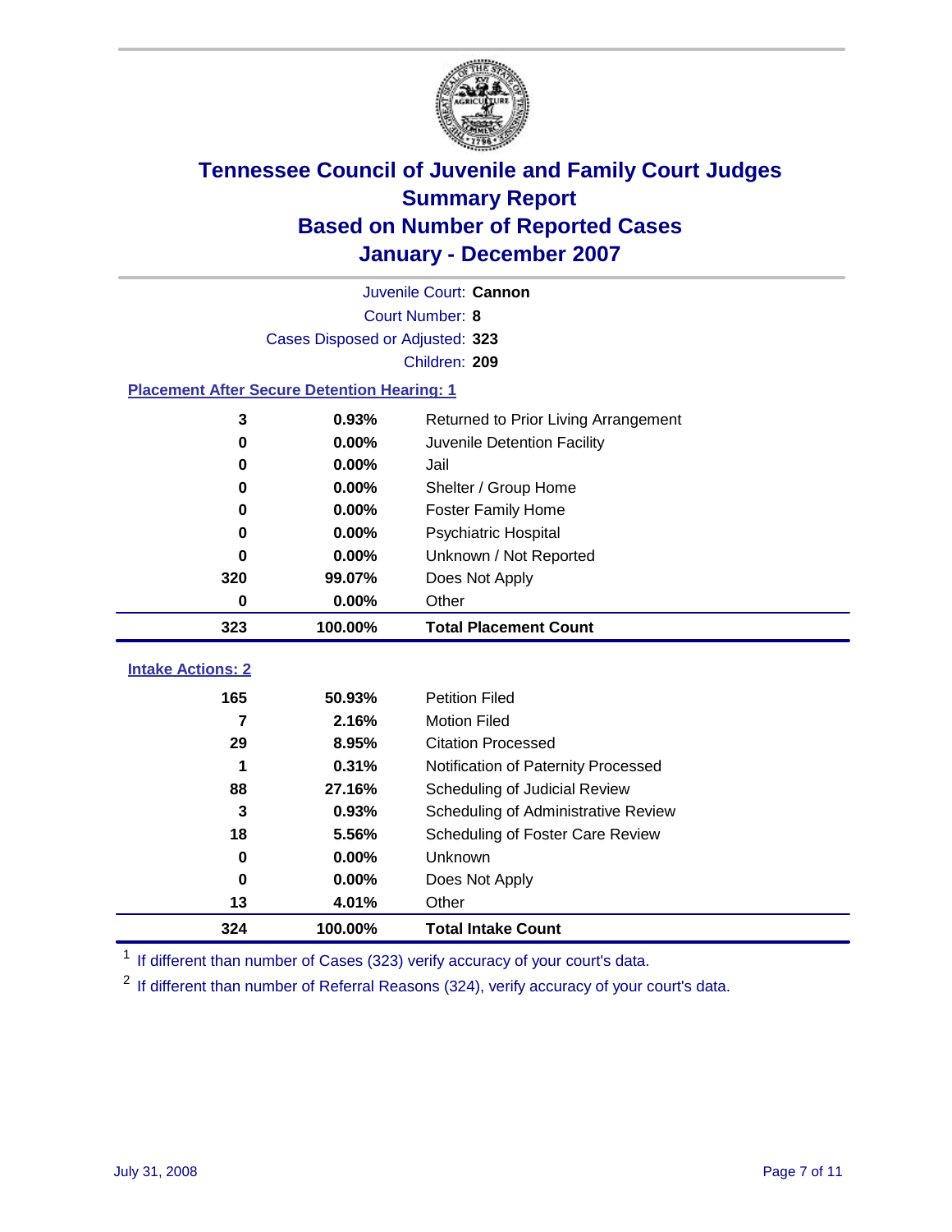# Tennessee Council of Juvenile and Family Court Judges
## Summary Report
## Based on Number of Reported Cases
## January - December 2007

Juvenile Court: **Cannon**
Court Number: **8**
Cases Disposed or Adjusted: **323**
Children: **209**

### Placement After Secure Detention Hearing: 1

| Count | Percent | Placement |
|---|---|---|
| 3 | 0.93% | Returned to Prior Living Arrangement |
| 0 | 0.00% | Juvenile Detention Facility |
| 0 | 0.00% | Jail |
| 0 | 0.00% | Shelter / Group Home |
| 0 | 0.00% | Foster Family Home |
| 0 | 0.00% | Psychiatric Hospital |
| 0 | 0.00% | Unknown / Not Reported |
| 320 | 99.07% | Does Not Apply |
| 0 | 0.00% | Other |
| **323** | **100.00%** | **Total Placement Count** |

### Intake Actions: 2

| Count | Percent | Intake Action |
|---|---|---|
| 165 | 50.93% | Petition Filed |
| 7 | 2.16% | Motion Filed |
| 29 | 8.95% | Citation Processed |
| 1 | 0.31% | Notification of Paternity Processed |
| 88 | 27.16% | Scheduling of Judicial Review |
| 3 | 0.93% | Scheduling of Administrative Review |
| 18 | 5.56% | Scheduling of Foster Care Review |
| 0 | 0.00% | Unknown |
| 0 | 0.00% | Does Not Apply |
| 13 | 4.01% | Other |
| **324** | **100.00%** | **Total Intake Count** |

[1] If different than number of Cases (323) verify accuracy of your court's data.

[2] If different than number of Referral Reasons (324), verify accuracy of your court's data.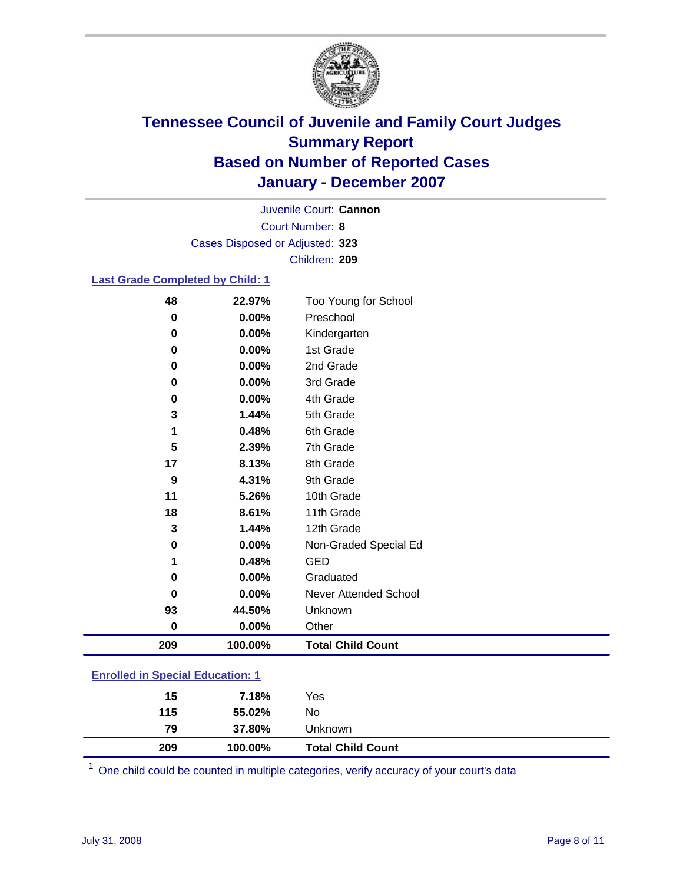# Tennessee Council of Juvenile and Family Court Judges
## Summary Report
## Based on Number of Reported Cases
## January - December 2007

Juvenile Court: **Cannon**
Court Number: **8**
Cases Disposed or Adjusted: **323**
Children: **209**

### Last Grade Completed by Child: 1

| Count | Percent | Category |
|---|---|---|
| 48 | 22.97% | Too Young for School |
| 0 | 0.00% | Preschool |
| 0 | 0.00% | Kindergarten |
| 0 | 0.00% | 1st Grade |
| 0 | 0.00% | 2nd Grade |
| 0 | 0.00% | 3rd Grade |
| 0 | 0.00% | 4th Grade |
| 3 | 1.44% | 5th Grade |
| 1 | 0.48% | 6th Grade |
| 5 | 2.39% | 7th Grade |
| 17 | 8.13% | 8th Grade |
| 9 | 4.31% | 9th Grade |
| 11 | 5.26% | 10th Grade |
| 18 | 8.61% | 11th Grade |
| 3 | 1.44% | 12th Grade |
| 0 | 0.00% | Non-Graded Special Ed |
| 1 | 0.48% | GED |
| 0 | 0.00% | Graduated |
| 0 | 0.00% | Never Attended School |
| 93 | 44.50% | Unknown |
| 0 | 0.00% | Other |
| **209** | **100.00%** | **Total Child Count** |

### Enrolled in Special Education: 1

| Count | Percent | Category |
|---|---|---|
| 15 | 7.18% | Yes |
| 115 | 55.02% | No |
| 79 | 37.80% | Unknown |
| **209** | **100.00%** | **Total Child Count** |

[1] One child could be counted in multiple categories, verify accuracy of your court's data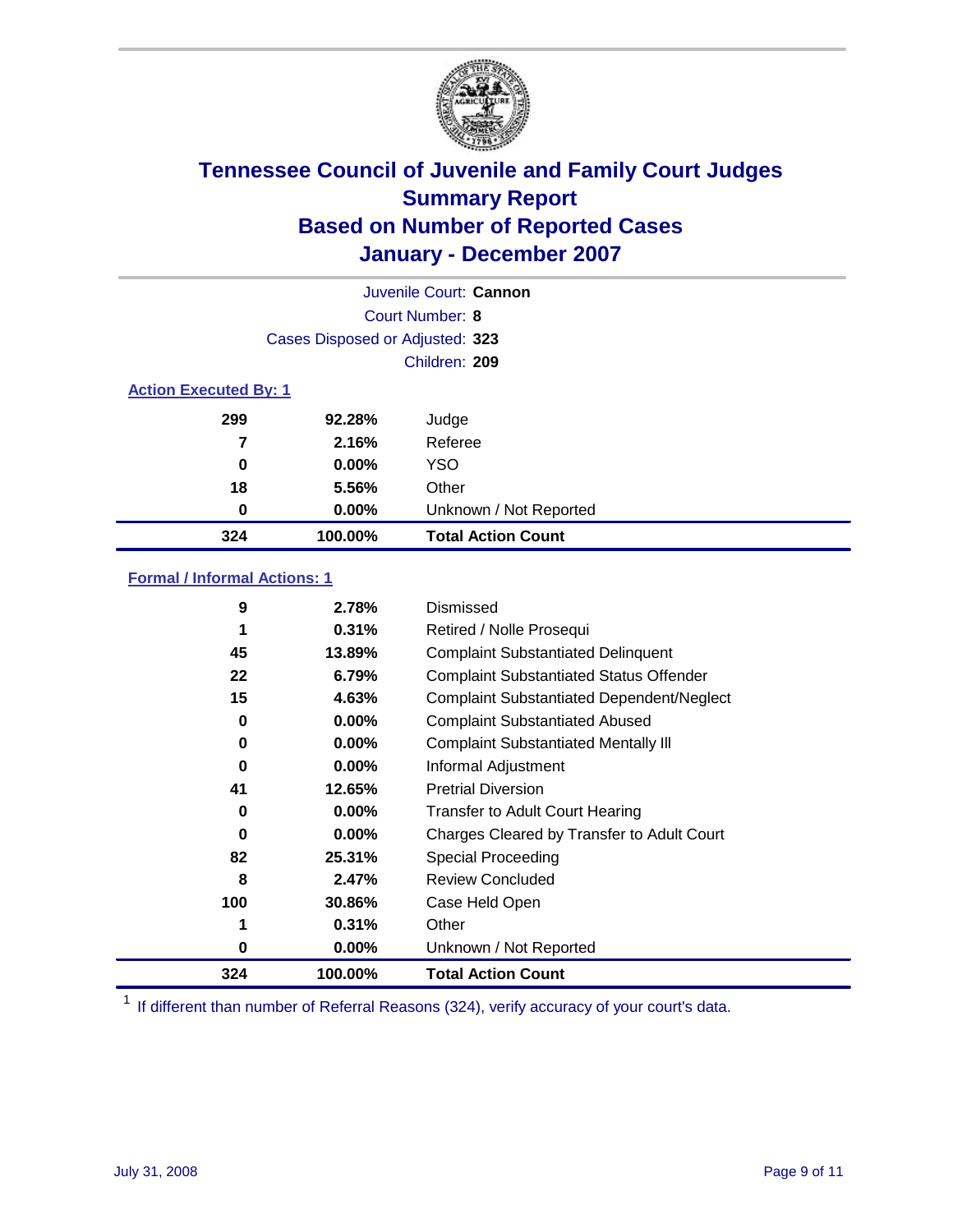# Tennessee Council of Juvenile and Family Court Judges
## Summary Report
## Based on Number of Reported Cases
## January - December 2007

Juvenile Court: **Cannon**

Court Number: **8**

Cases Disposed or Adjusted: **323**

Children: **209**

### Action Executed By: 1

| | | |
|---|---|---|
| 299 | 92.28% | Judge |
| 7 | 2.16% | Referee |
| 0 | 0.00% | YSO |
| 18 | 5.56% | Other |
| 0 | 0.00% | Unknown / Not Reported |
| **324** | **100.00%** | **Total Action Count** |

### Formal / Informal Actions: 1

| | | |
|---|---|---|
| 9 | 2.78% | Dismissed |
| 1 | 0.31% | Retired / Nolle Prosequi |
| 45 | 13.89% | Complaint Substantiated Delinquent |
| 22 | 6.79% | Complaint Substantiated Status Offender |
| 15 | 4.63% | Complaint Substantiated Dependent/Neglect |
| 0 | 0.00% | Complaint Substantiated Abused |
| 0 | 0.00% | Complaint Substantiated Mentally Ill |
| 0 | 0.00% | Informal Adjustment |
| 41 | 12.65% | Pretrial Diversion |
| 0 | 0.00% | Transfer to Adult Court Hearing |
| 0 | 0.00% | Charges Cleared by Transfer to Adult Court |
| 82 | 25.31% | Special Proceeding |
| 8 | 2.47% | Review Concluded |
| 100 | 30.86% | Case Held Open |
| 1 | 0.31% | Other |
| 0 | 0.00% | Unknown / Not Reported |
| **324** | **100.00%** | **Total Action Count** |

[1] If different than number of Referral Reasons (324), verify accuracy of your court's data.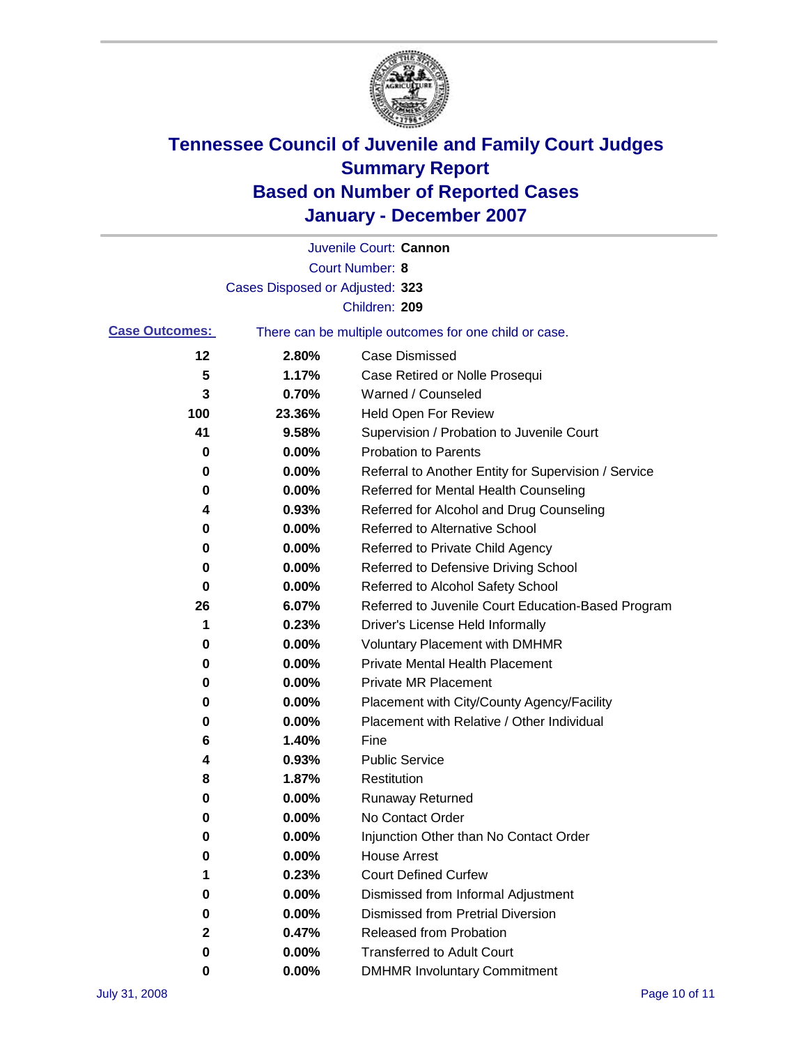# Tennessee Council of Juvenile and Family Court Judges
## Summary Report
## Based on Number of Reported Cases
## January - December 2007

Juvenile Court: **Cannon**

Court Number: **8**

Cases Disposed or Adjusted: **323**

Children: **209**

**Case Outcomes:** There can be multiple outcomes for one child or case.

| Count | Percent | Outcome |
|---|---|---|
| 12 | 2.80% | Case Dismissed |
| 5 | 1.17% | Case Retired or Nolle Prosequi |
| 3 | 0.70% | Warned / Counseled |
| 100 | 23.36% | Held Open For Review |
| 41 | 9.58% | Supervision / Probation to Juvenile Court |
| 0 | 0.00% | Probation to Parents |
| 0 | 0.00% | Referral to Another Entity for Supervision / Service |
| 0 | 0.00% | Referred for Mental Health Counseling |
| 4 | 0.93% | Referred for Alcohol and Drug Counseling |
| 0 | 0.00% | Referred to Alternative School |
| 0 | 0.00% | Referred to Private Child Agency |
| 0 | 0.00% | Referred to Defensive Driving School |
| 0 | 0.00% | Referred to Alcohol Safety School |
| 26 | 6.07% | Referred to Juvenile Court Education-Based Program |
| 1 | 0.23% | Driver's License Held Informally |
| 0 | 0.00% | Voluntary Placement with DMHMR |
| 0 | 0.00% | Private Mental Health Placement |
| 0 | 0.00% | Private MR Placement |
| 0 | 0.00% | Placement with City/County Agency/Facility |
| 0 | 0.00% | Placement with Relative / Other Individual |
| 6 | 1.40% | Fine |
| 4 | 0.93% | Public Service |
| 8 | 1.87% | Restitution |
| 0 | 0.00% | Runaway Returned |
| 0 | 0.00% | No Contact Order |
| 0 | 0.00% | Injunction Other than No Contact Order |
| 0 | 0.00% | House Arrest |
| 1 | 0.23% | Court Defined Curfew |
| 0 | 0.00% | Dismissed from Informal Adjustment |
| 0 | 0.00% | Dismissed from Pretrial Diversion |
| 2 | 0.47% | Released from Probation |
| 0 | 0.00% | Transferred to Adult Court |
| 0 | 0.00% | DMHMR Involuntary Commitment |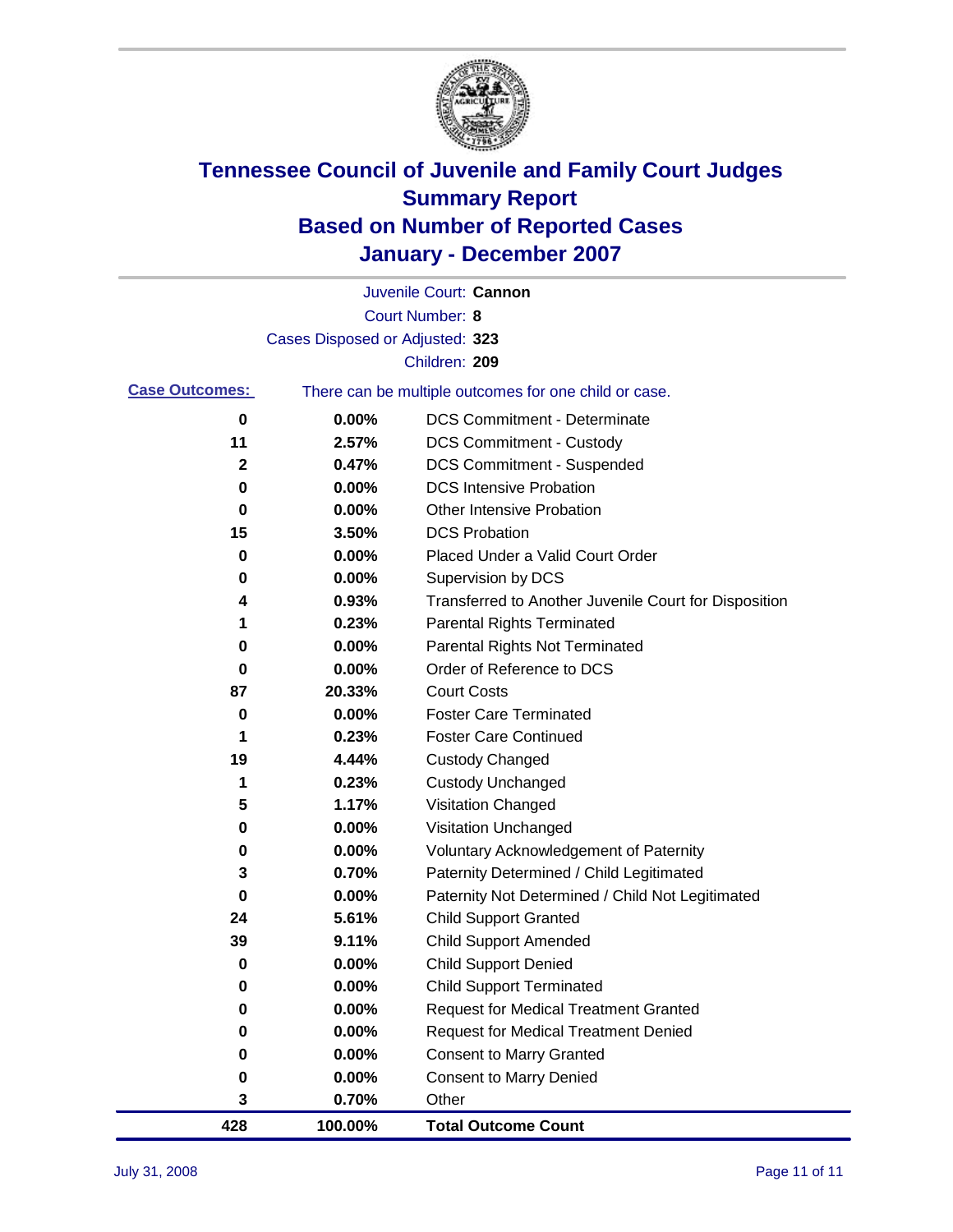# Tennessee Council of Juvenile and Family Court Judges
## Summary Report
## Based on Number of Reported Cases
## January - December 2007

Juvenile Court: **Cannon**

Court Number: **8**

Cases Disposed or Adjusted: **323**

Children: **209**

**Case Outcomes:** There can be multiple outcomes for one child or case.

| | | |
|---|---|---|
| 0 | 0.00% | DCS Commitment - Determinate |
| 11 | 2.57% | DCS Commitment - Custody |
| 2 | 0.47% | DCS Commitment - Suspended |
| 0 | 0.00% | DCS Intensive Probation |
| 0 | 0.00% | Other Intensive Probation |
| 15 | 3.50% | DCS Probation |
| 0 | 0.00% | Placed Under a Valid Court Order |
| 0 | 0.00% | Supervision by DCS |
| 4 | 0.93% | Transferred to Another Juvenile Court for Disposition |
| 1 | 0.23% | Parental Rights Terminated |
| 0 | 0.00% | Parental Rights Not Terminated |
| 0 | 0.00% | Order of Reference to DCS |
| 87 | 20.33% | Court Costs |
| 0 | 0.00% | Foster Care Terminated |
| 1 | 0.23% | Foster Care Continued |
| 19 | 4.44% | Custody Changed |
| 1 | 0.23% | Custody Unchanged |
| 5 | 1.17% | Visitation Changed |
| 0 | 0.00% | Visitation Unchanged |
| 0 | 0.00% | Voluntary Acknowledgement of Paternity |
| 3 | 0.70% | Paternity Determined / Child Legitimated |
| 0 | 0.00% | Paternity Not Determined / Child Not Legitimated |
| 24 | 5.61% | Child Support Granted |
| 39 | 9.11% | Child Support Amended |
| 0 | 0.00% | Child Support Denied |
| 0 | 0.00% | Child Support Terminated |
| 0 | 0.00% | Request for Medical Treatment Granted |
| 0 | 0.00% | Request for Medical Treatment Denied |
| 0 | 0.00% | Consent to Marry Granted |
| 0 | 0.00% | Consent to Marry Denied |
| 3 | 0.70% | Other |
| **428** | **100.00%** | **Total Outcome Count** |